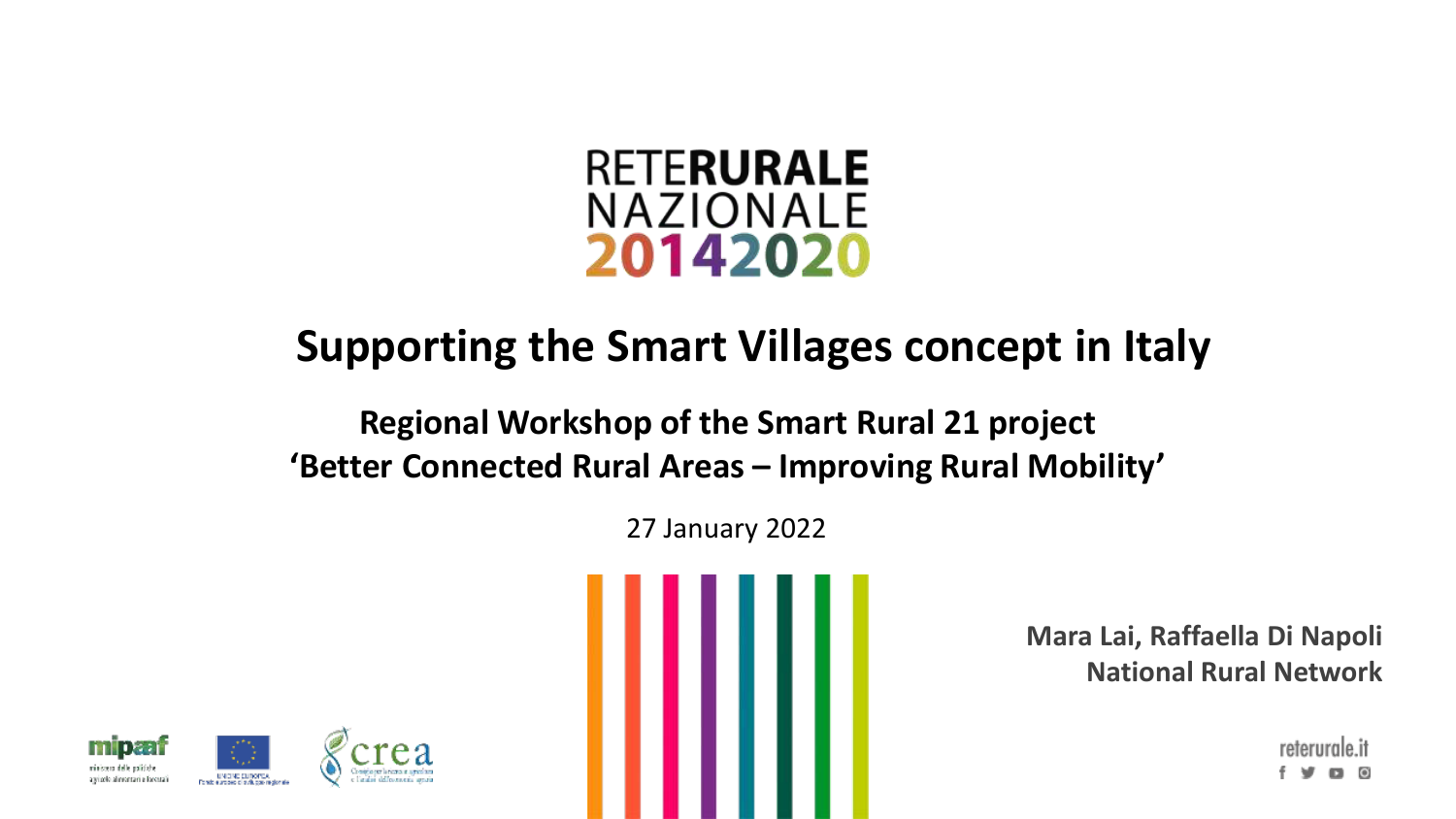RETE **RURALE**
NAZIONALE
2014 2020

# Supporting the Smart Villages concept in Italy

## Regional Workshop of the Smart Rural 21 project
## 'Better Connected Rural Areas – Improving Rural Mobility'

27 January 2022

**Mara Lai, Raffaella Di Napoli**
**National Rural Network**

mipaaf – ministero delle politiche agricole alimentari e forestali

UNIONE EUROPEA – Fondo europeo agricolo per lo sviluppo rurale

crea – Consiglio per la ricerca in agricoltura e l'analisi dell'economia agraria

reterurale.it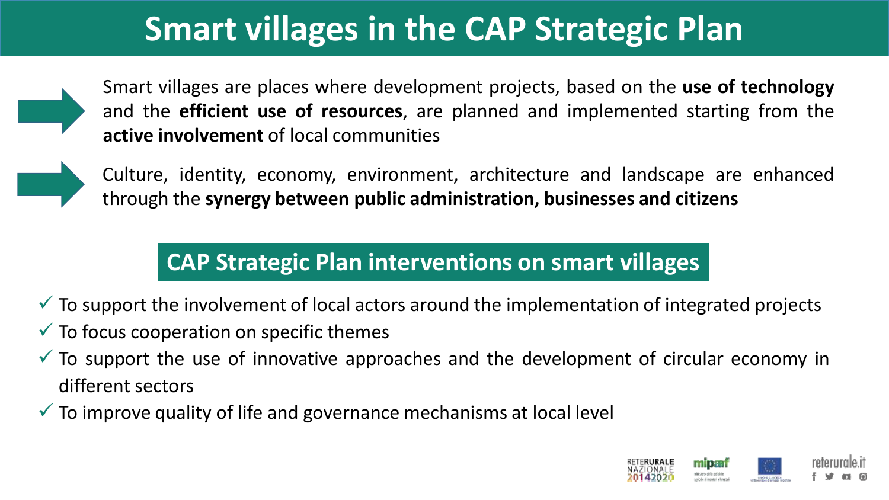# Smart villages in the CAP Strategic Plan

- Smart villages are places where development projects, based on the **use of technology** and the **efficient use of resources**, are planned and implemented starting from the **active involvement** of local communities

- Culture, identity, economy, environment, architecture and landscape are enhanced through the **synergy between public administration, businesses and citizens**

## CAP Strategic Plan interventions on smart villages

- ✓ To support the involvement of local actors around the implementation of integrated projects
- ✓ To focus cooperation on specific themes
- ✓ To support the use of innovative approaches and the development of circular economy in different sectors
- ✓ To improve quality of life and governance mechanisms at local level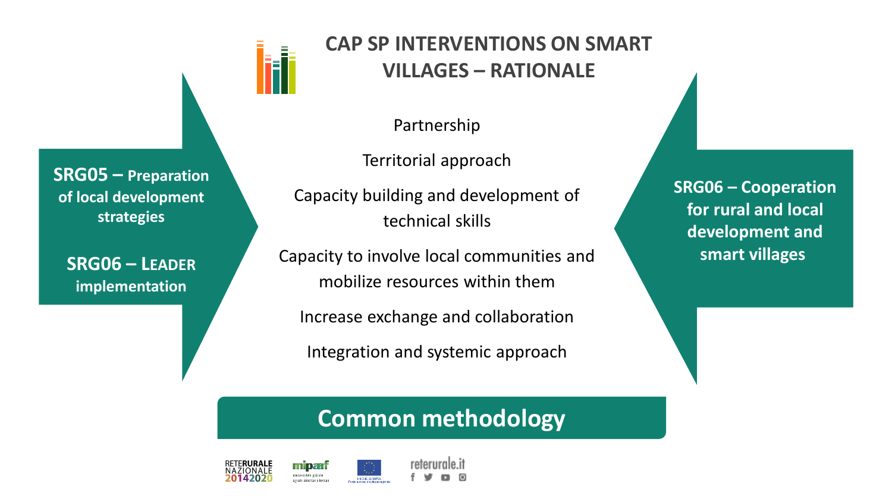# CAP SP INTERVENTIONS ON SMART VILLAGES – RATIONALE

**SRG05 – Preparation of local development strategies**

**SRG06 – LEADER implementation**

Partnership

Territorial approach

Capacity building and development of technical skills

Capacity to involve local communities and mobilize resources within them

Increase exchange and collaboration

Integration and systemic approach

**SRG06 – Cooperation for rural and local development and smart villages**

**Common methodology**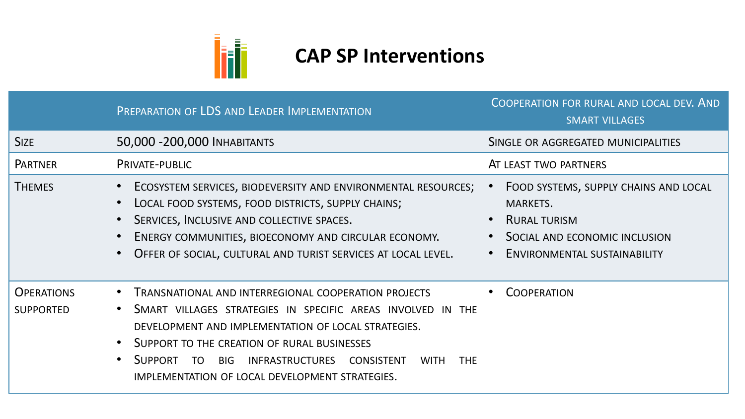# CAP SP Interventions

| | Preparation of LDS and Leader Implementation | Cooperation for rural and local dev. And smart villages |
|---|---|---|
| Size | 50,000 -200,000 Inhabitants | Single or aggregated municipalities |
| Partner | Private-public | At least two partners |
| Themes | • Ecosystem services, biodeversity and environmental resources;<br>• Local food systems, food districts, supply chains;<br>• Services, Inclusive and collective spaces.<br>• Energy communities, bioeconomy and circular economy.<br>• Offer of social, cultural and turist services at local level. | • Food systems, supply chains and local markets.<br>• Rural turism<br>• Social and economic inclusion<br>• Environmental sustainability |
| Operations supported | • Transnational and interregional cooperation projects<br>• Smart villages strategies in specific areas involved in the development and implementation of local strategies.<br>• Support to the creation of rural businesses<br>• Support to big infrastructures consistent with the implementation of local development strategies. | • Cooperation |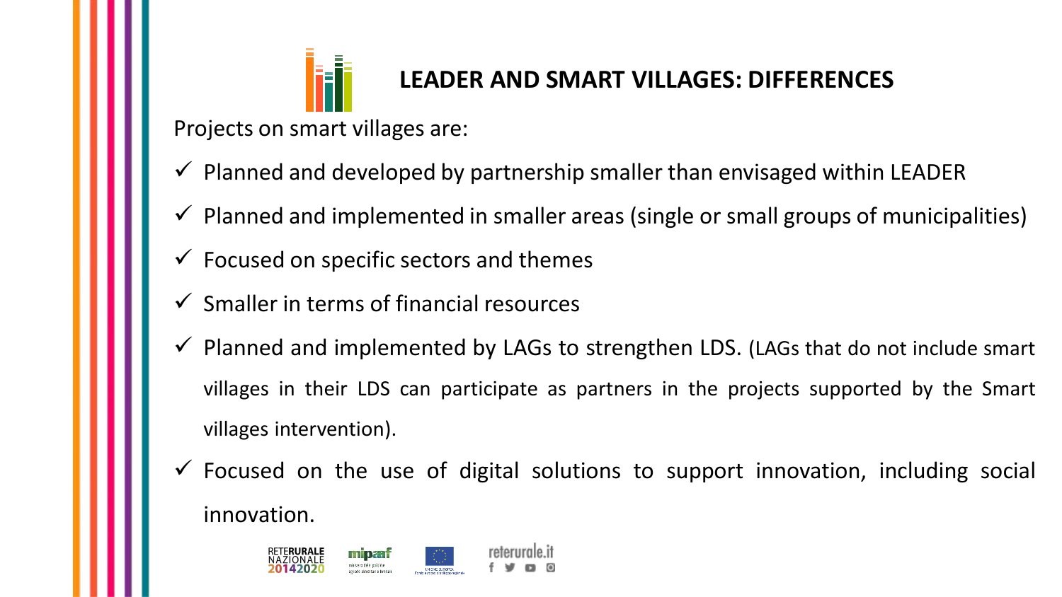# LEADER AND SMART VILLAGES: DIFFERENCES

Projects on smart villages are:

- ✓ Planned and developed by partnership smaller than envisaged within LEADER
- ✓ Planned and implemented in smaller areas (single or small groups of municipalities)
- ✓ Focused on specific sectors and themes
- ✓ Smaller in terms of financial resources
- ✓ Planned and implemented by LAGs to strengthen LDS. (LAGs that do not include smart villages in their LDS can participate as partners in the projects supported by the Smart villages intervention).
- ✓ Focused on the use of digital solutions to support innovation, including social innovation.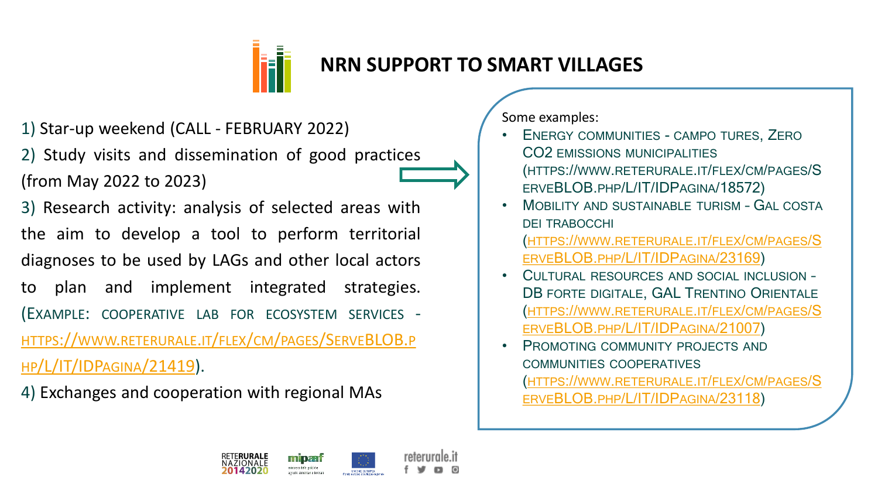# NRN SUPPORT TO SMART VILLAGES

1) Star-up weekend (CALL - FEBRUARY 2022)

2) Study visits and dissemination of good practices (from May 2022 to 2023)

3) Research activity: analysis of selected areas with the aim to develop a tool to perform territorial diagnoses to be used by LAGs and other local actors to plan and implement integrated strategies. (EXAMPLE: COOPERATIVE LAB FOR ECOSYSTEM SERVICES - HTTPS://WWW.RETERURALE.IT/FLEX/CM/PAGES/SERVEBLOB.PHP/L/IT/IDPAGINA/21419).

4) Exchanges and cooperation with regional MAs

Some examples:

- ENERGY COMMUNITIES - CAMPO TURES, ZERO CO2 EMISSIONS MUNICIPALITIES (HTTPS://WWW.RETERURALE.IT/FLEX/CM/PAGES/SERVEBLOB.PHP/L/IT/IDPAGINA/18572)
- MOBILITY AND SUSTAINABLE TURISM - GAL COSTA DEI TRABOCCHI (HTTPS://WWW.RETERURALE.IT/FLEX/CM/PAGES/SERVEBLOB.PHP/L/IT/IDPAGINA/23169)
- CULTURAL RESOURCES AND SOCIAL INCLUSION - DB FORTE DIGITALE, GAL TRENTINO ORIENTALE (HTTPS://WWW.RETERURALE.IT/FLEX/CM/PAGES/SERVEBLOB.PHP/L/IT/IDPAGINA/21007)
- PROMOTING COMMUNITY PROJECTS AND COMMUNITIES COOPERATIVES (HTTPS://WWW.RETERURALE.IT/FLEX/CM/PAGES/SERVEBLOB.PHP/L/IT/IDPAGINA/23118)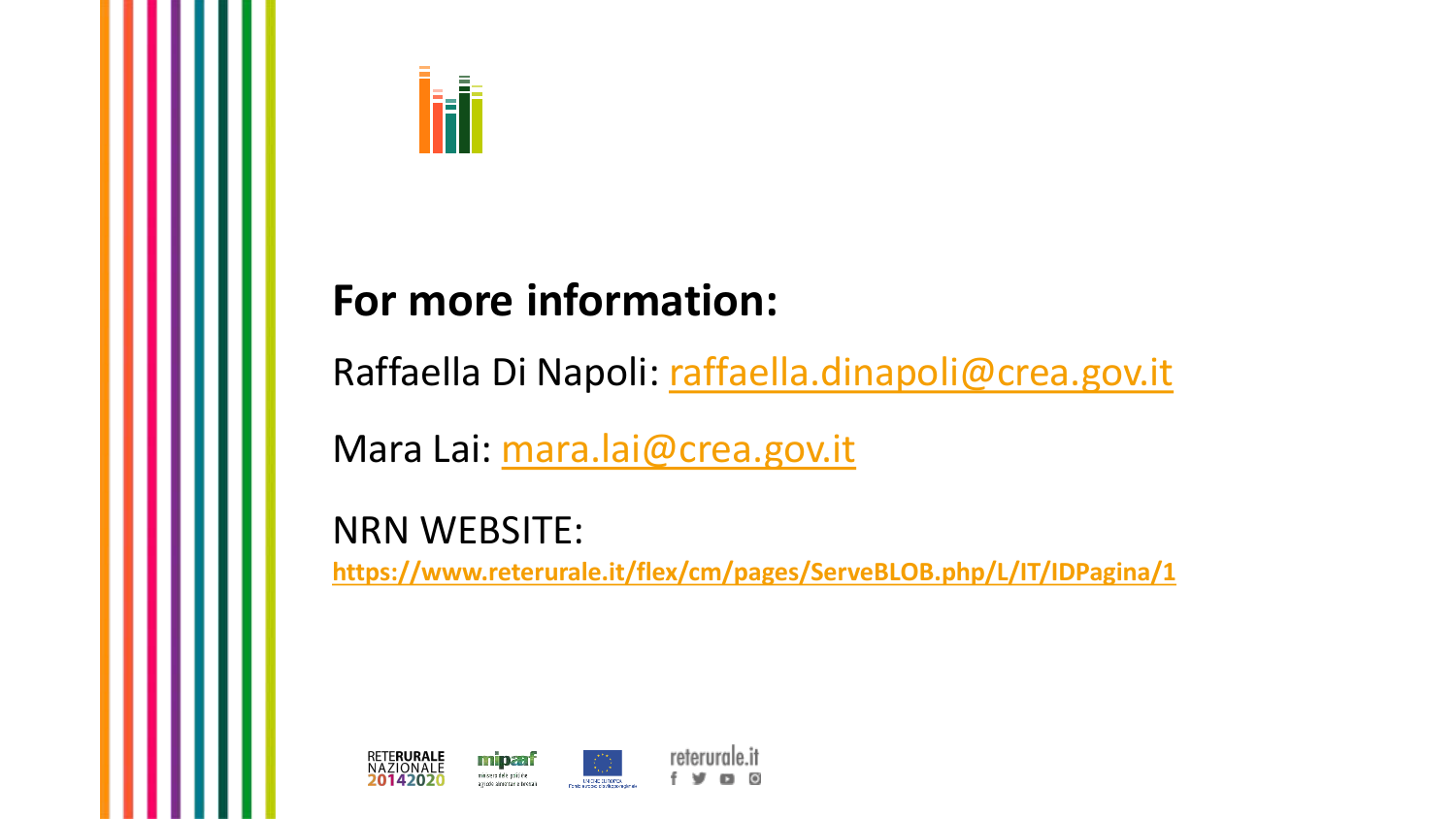## For more information:

Raffaella Di Napoli: raffaella.dinapoli@crea.gov.it

Mara Lai: mara.lai@crea.gov.it

NRN WEBSITE:

**https://www.reterurale.it/flex/cm/pages/ServeBLOB.php/L/IT/IDPagina/1**